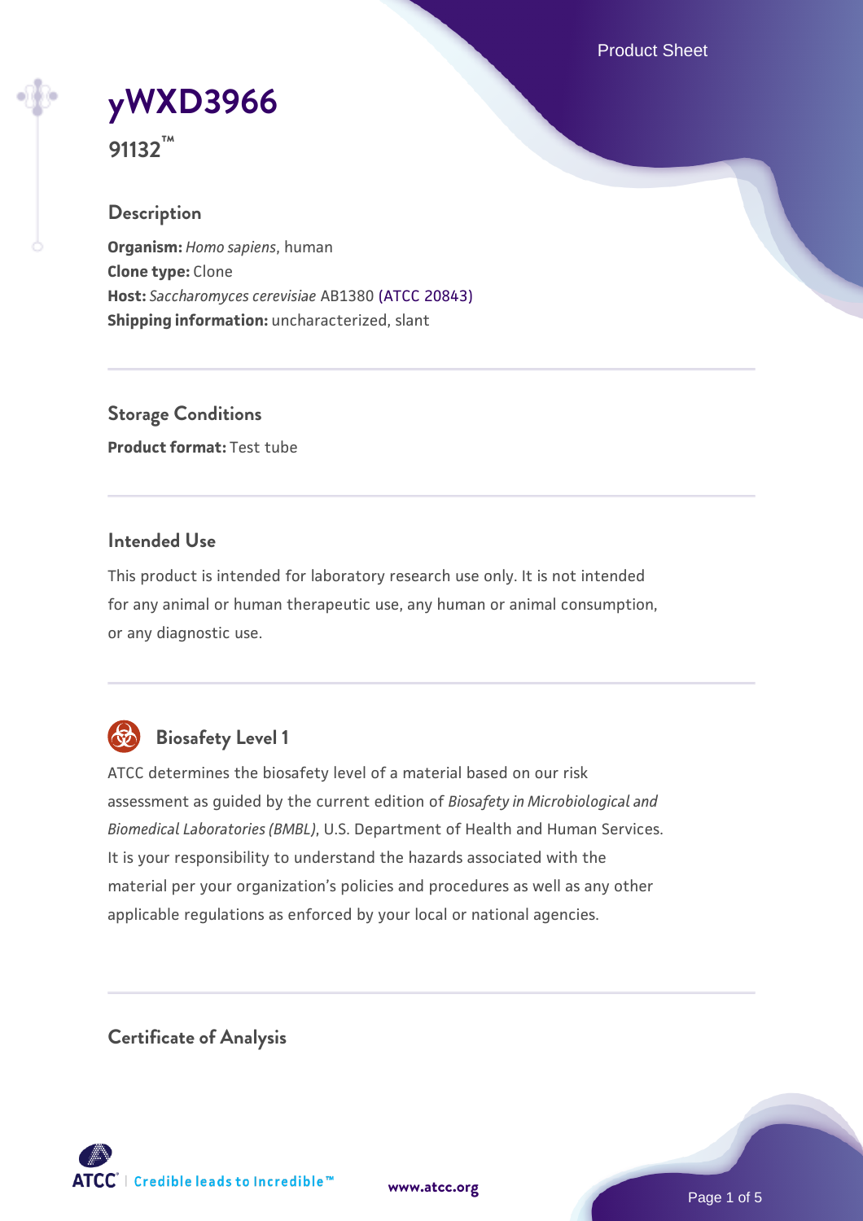# yWXD3966

**91132™**

## Description

**Organism:** *Homo sapiens*, human
**Clone type:** Clone
**Host:** *Saccharomyces cerevisiae* AB1380 (ATCC 20843)
**Shipping information:** uncharacterized, slant

## Storage Conditions

**Product format:** Test tube

## Intended Use

This product is intended for laboratory research use only. It is not intended for any animal or human therapeutic use, any human or animal consumption, or any diagnostic use.

## Biosafety Level 1

ATCC determines the biosafety level of a material based on our risk assessment as guided by the current edition of *Biosafety in Microbiological and Biomedical Laboratories (BMBL)*, U.S. Department of Health and Human Services. It is your responsibility to understand the hazards associated with the material per your organization's policies and procedures as well as any other applicable regulations as enforced by your local or national agencies.

## Certificate of Analysis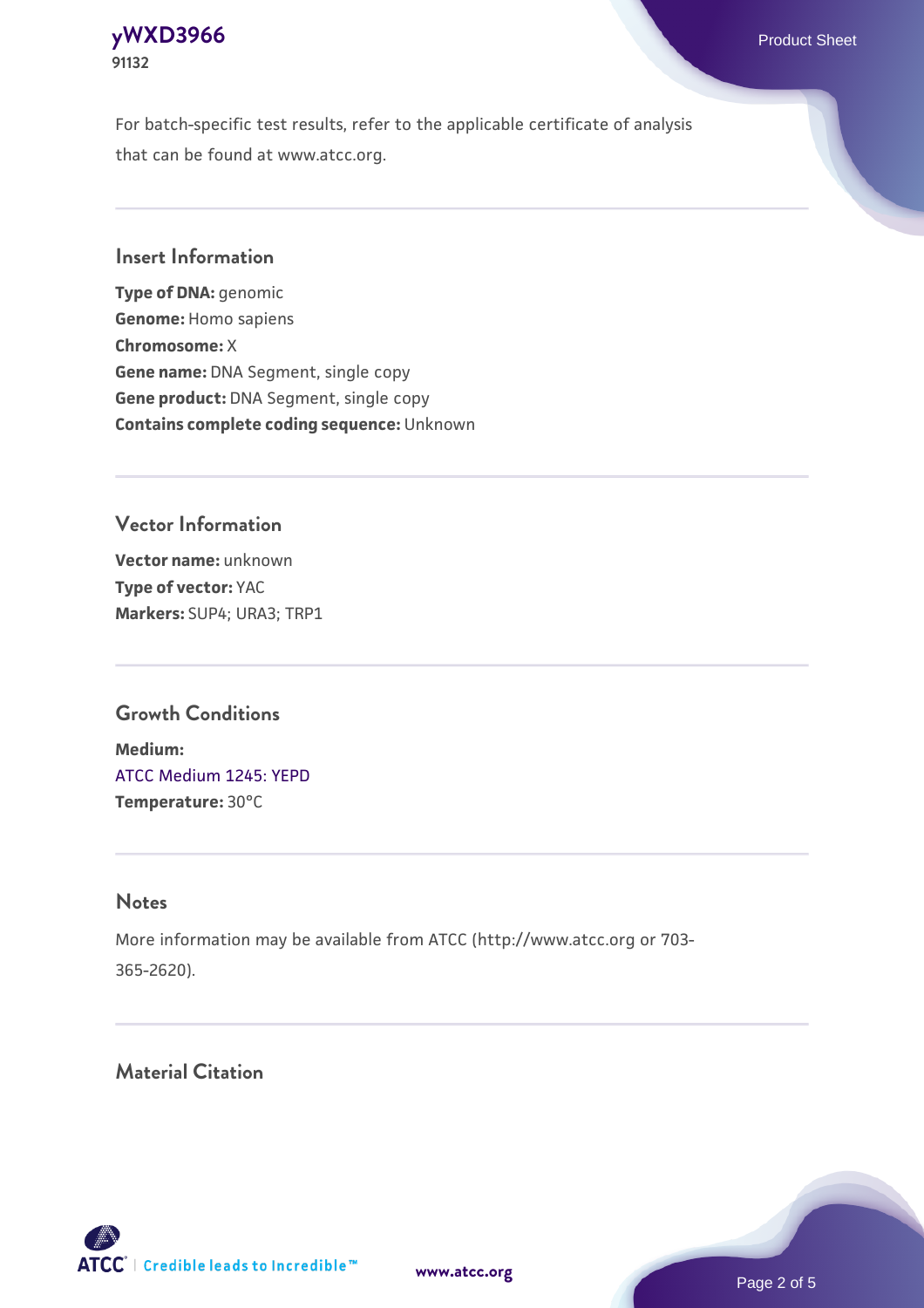For batch-specific test results, refer to the applicable certificate of analysis that can be found at www.atcc.org.

## Insert Information

**Type of DNA:** genomic
**Genome:** Homo sapiens
**Chromosome:** X
**Gene name:** DNA Segment, single copy
**Gene product:** DNA Segment, single copy
**Contains complete coding sequence:** Unknown

## Vector Information

**Vector name:** unknown
**Type of vector:** YAC
**Markers:** SUP4; URA3; TRP1

## Growth Conditions

**Medium:**
ATCC Medium 1245: YEPD
**Temperature:** 30°C

## Notes

More information may be available from ATCC (http://www.atcc.org or 703-365-2620).

## Material Citation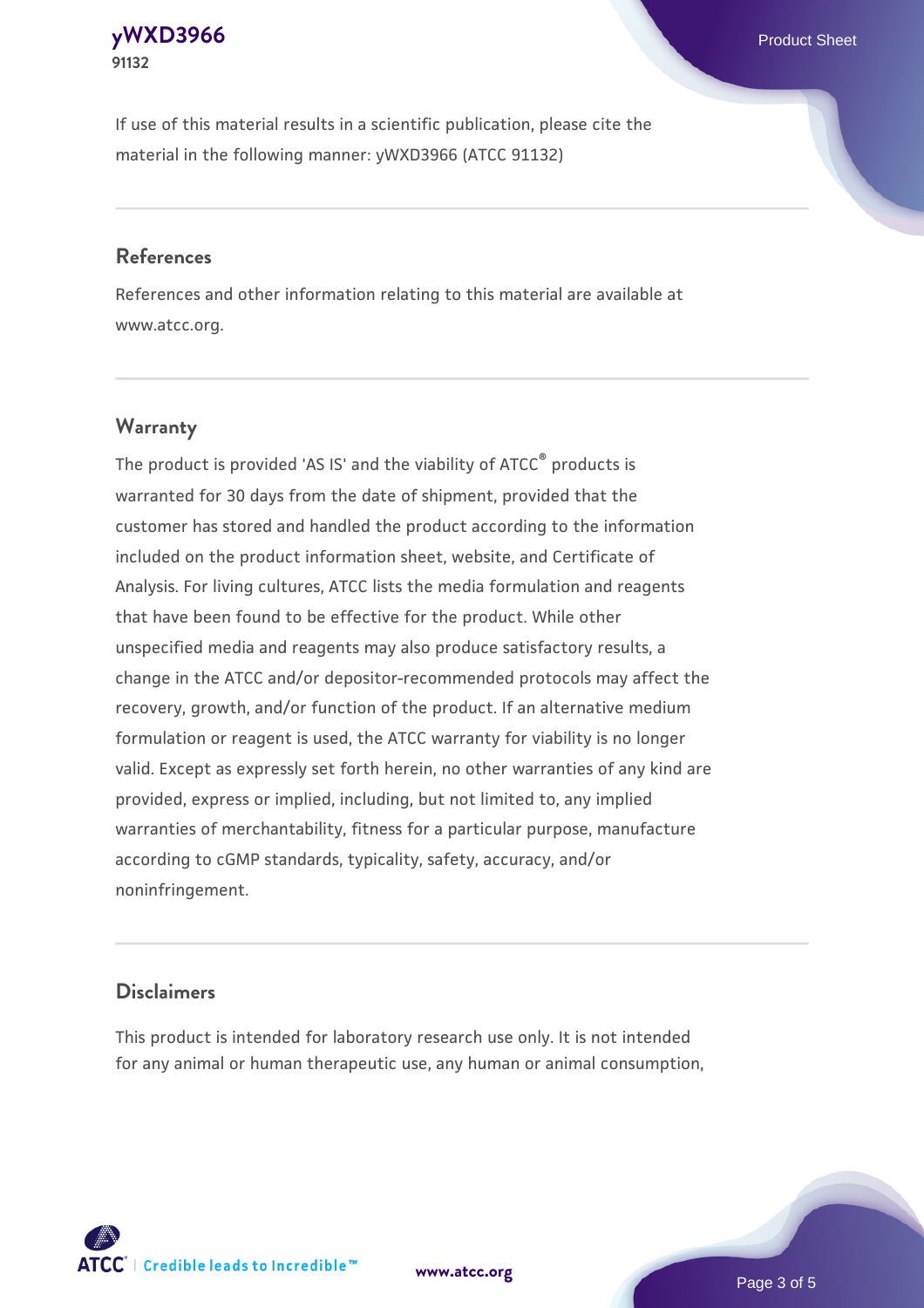If use of this material results in a scientific publication, please cite the material in the following manner: yWXD3966 (ATCC 91132)

## References

References and other information relating to this material are available at www.atcc.org.

## Warranty

The product is provided 'AS IS' and the viability of ATCC® products is warranted for 30 days from the date of shipment, provided that the customer has stored and handled the product according to the information included on the product information sheet, website, and Certificate of Analysis. For living cultures, ATCC lists the media formulation and reagents that have been found to be effective for the product. While other unspecified media and reagents may also produce satisfactory results, a change in the ATCC and/or depositor-recommended protocols may affect the recovery, growth, and/or function of the product. If an alternative medium formulation or reagent is used, the ATCC warranty for viability is no longer valid. Except as expressly set forth herein, no other warranties of any kind are provided, express or implied, including, but not limited to, any implied warranties of merchantability, fitness for a particular purpose, manufacture according to cGMP standards, typicality, safety, accuracy, and/or noninfringement.

## Disclaimers

This product is intended for laboratory research use only. It is not intended for any animal or human therapeutic use, any human or animal consumption,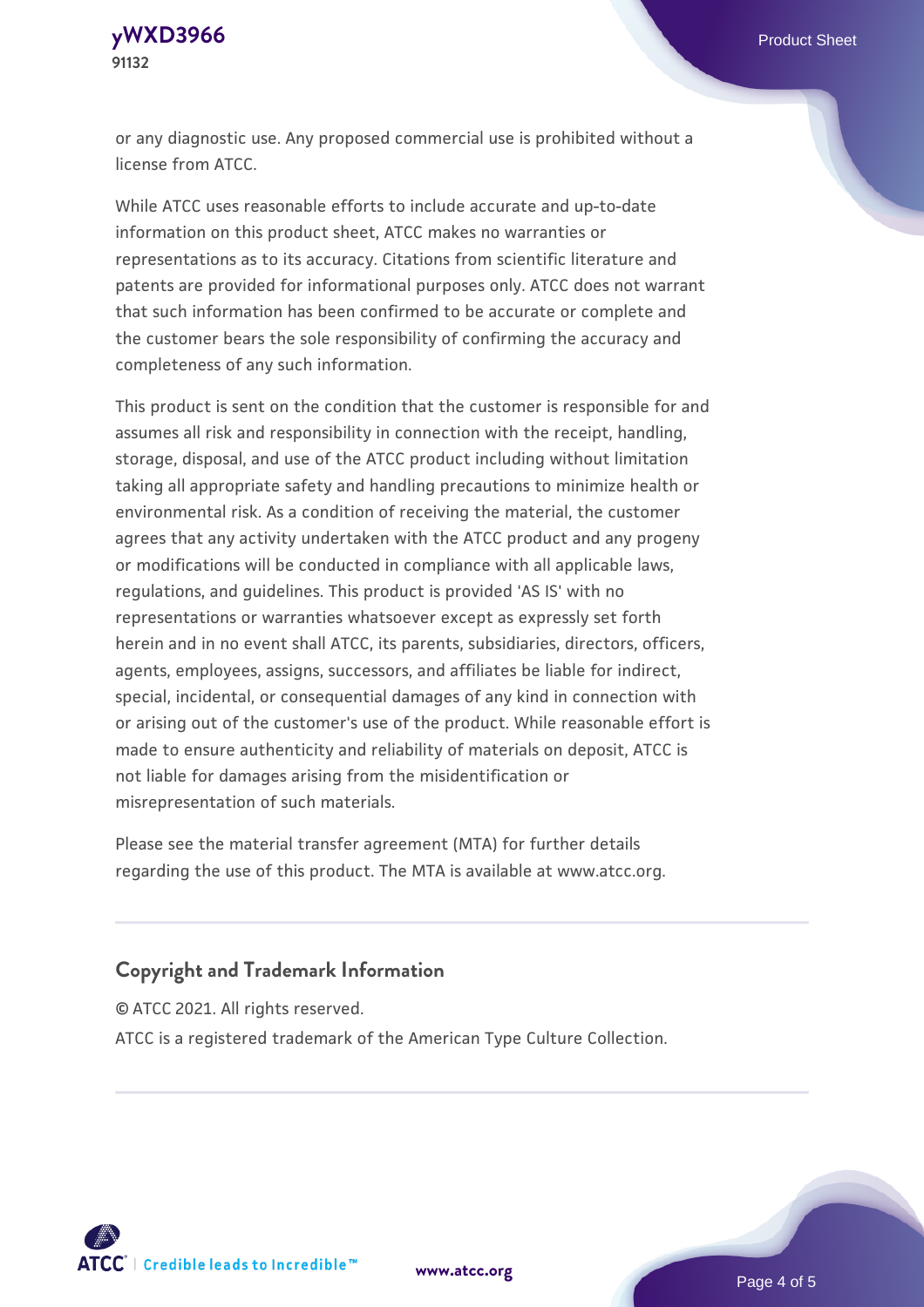or any diagnostic use. Any proposed commercial use is prohibited without a license from ATCC.

While ATCC uses reasonable efforts to include accurate and up-to-date information on this product sheet, ATCC makes no warranties or representations as to its accuracy. Citations from scientific literature and patents are provided for informational purposes only. ATCC does not warrant that such information has been confirmed to be accurate or complete and the customer bears the sole responsibility of confirming the accuracy and completeness of any such information.

This product is sent on the condition that the customer is responsible for and assumes all risk and responsibility in connection with the receipt, handling, storage, disposal, and use of the ATCC product including without limitation taking all appropriate safety and handling precautions to minimize health or environmental risk. As a condition of receiving the material, the customer agrees that any activity undertaken with the ATCC product and any progeny or modifications will be conducted in compliance with all applicable laws, regulations, and guidelines. This product is provided 'AS IS' with no representations or warranties whatsoever except as expressly set forth herein and in no event shall ATCC, its parents, subsidiaries, directors, officers, agents, employees, assigns, successors, and affiliates be liable for indirect, special, incidental, or consequential damages of any kind in connection with or arising out of the customer's use of the product. While reasonable effort is made to ensure authenticity and reliability of materials on deposit, ATCC is not liable for damages arising from the misidentification or misrepresentation of such materials.

Please see the material transfer agreement (MTA) for further details regarding the use of this product. The MTA is available at www.atcc.org.

## Copyright and Trademark Information

© ATCC 2021. All rights reserved.

ATCC is a registered trademark of the American Type Culture Collection.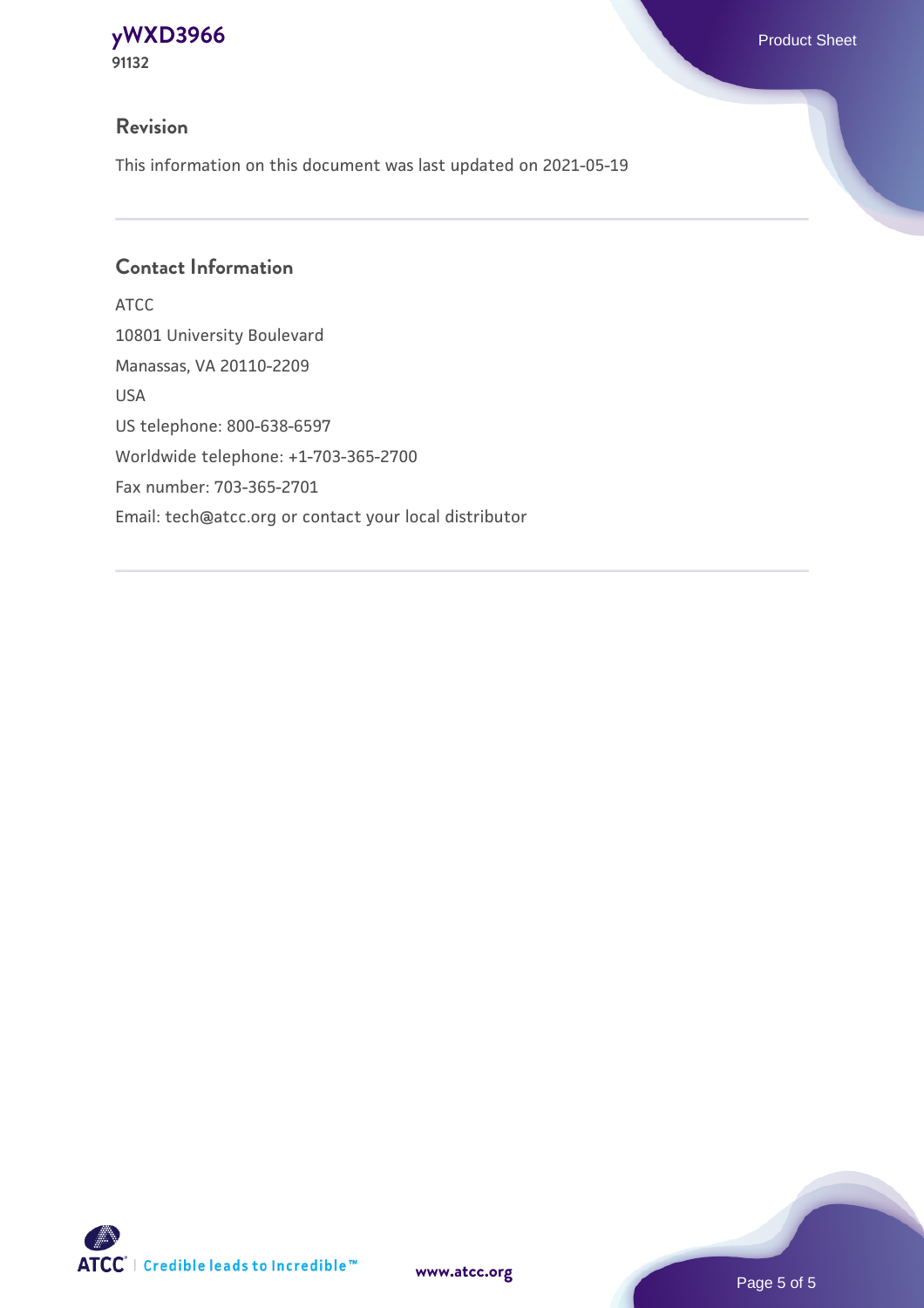## Revision

This information on this document was last updated on 2021-05-19

## Contact Information

ATCC
10801 University Boulevard
Manassas, VA 20110-2209
USA
US telephone: 800-638-6597
Worldwide telephone: +1-703-365-2700
Fax number: 703-365-2701
Email: tech@atcc.org or contact your local distributor